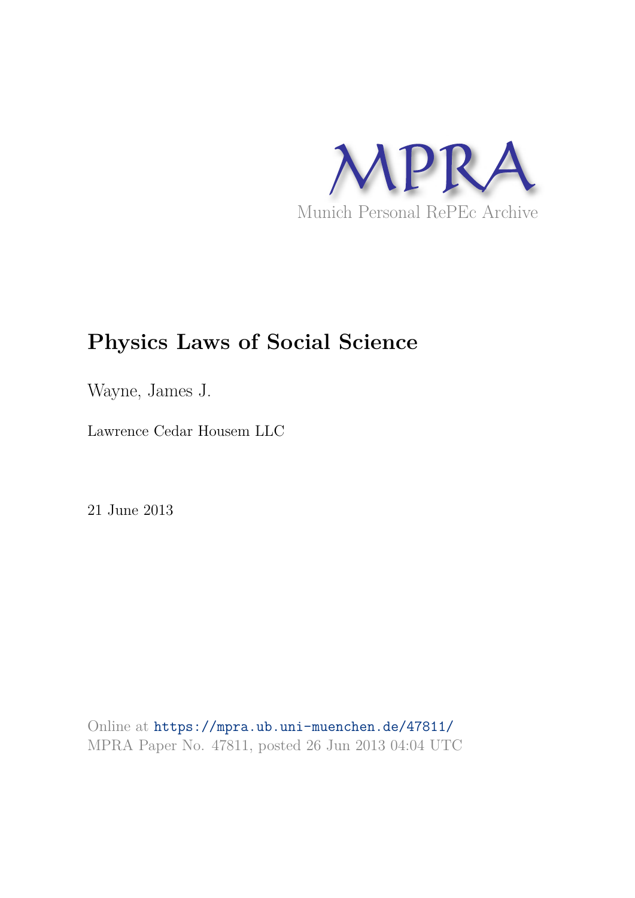MPRA

Munich Personal RePEc Archive

# Physics Laws of Social Science

Wayne, James J.

Lawrence Cedar Housem LLC

21 June 2013

Online at https://mpra.ub.uni-muenchen.de/47811/
MPRA Paper No. 47811, posted 26 Jun 2013 04:04 UTC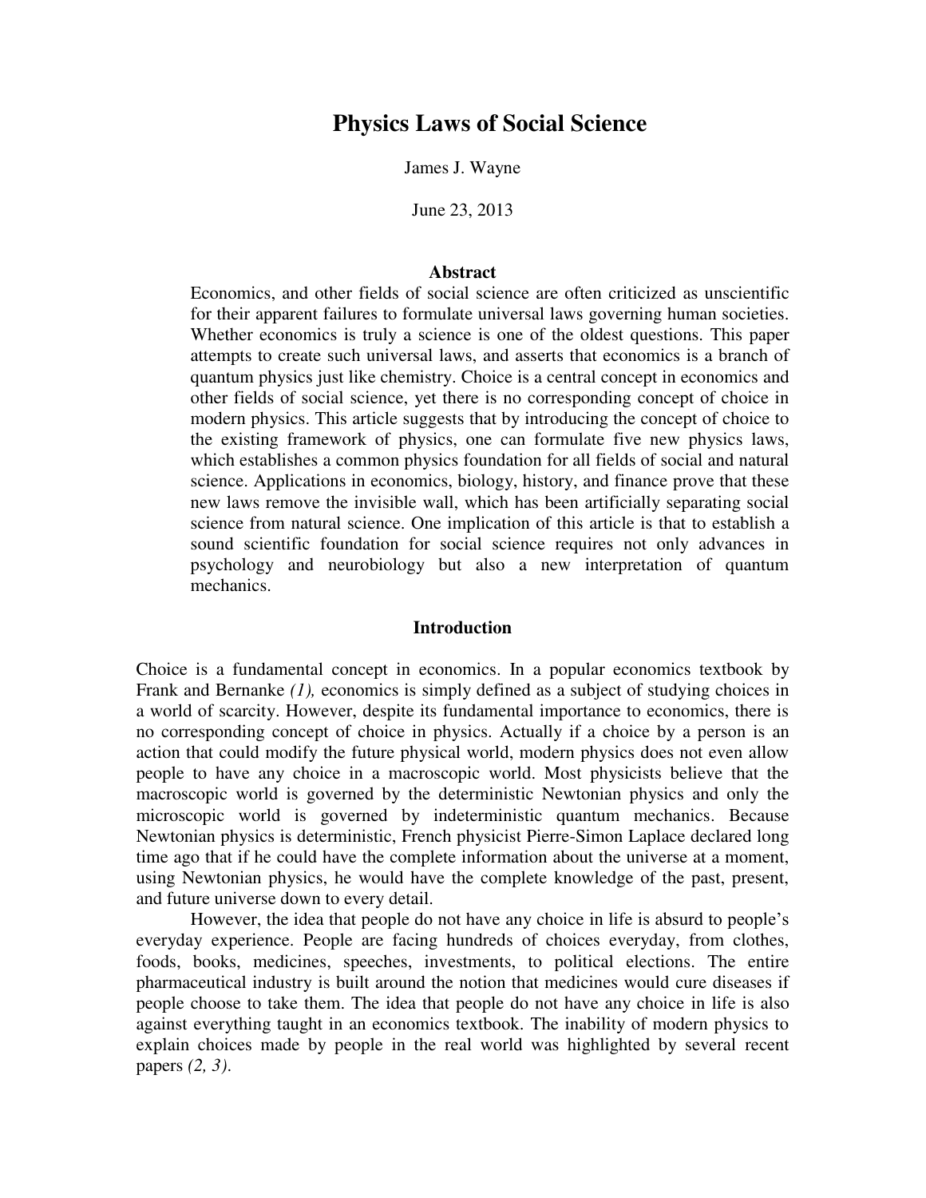# Physics Laws of Social Science

James J. Wayne

June 23, 2013

### Abstract

Economics, and other fields of social science are often criticized as unscientific for their apparent failures to formulate universal laws governing human societies. Whether economics is truly a science is one of the oldest questions. This paper attempts to create such universal laws, and asserts that economics is a branch of quantum physics just like chemistry. Choice is a central concept in economics and other fields of social science, yet there is no corresponding concept of choice in modern physics. This article suggests that by introducing the concept of choice to the existing framework of physics, one can formulate five new physics laws, which establishes a common physics foundation for all fields of social and natural science. Applications in economics, biology, history, and finance prove that these new laws remove the invisible wall, which has been artificially separating social science from natural science. One implication of this article is that to establish a sound scientific foundation for social science requires not only advances in psychology and neurobiology but also a new interpretation of quantum mechanics.

## Introduction

Choice is a fundamental concept in economics. In a popular economics textbook by Frank and Bernanke *(1),* economics is simply defined as a subject of studying choices in a world of scarcity. However, despite its fundamental importance to economics, there is no corresponding concept of choice in physics. Actually if a choice by a person is an action that could modify the future physical world, modern physics does not even allow people to have any choice in a macroscopic world. Most physicists believe that the macroscopic world is governed by the deterministic Newtonian physics and only the microscopic world is governed by indeterministic quantum mechanics. Because Newtonian physics is deterministic, French physicist Pierre-Simon Laplace declared long time ago that if he could have the complete information about the universe at a moment, using Newtonian physics, he would have the complete knowledge of the past, present, and future universe down to every detail.

However, the idea that people do not have any choice in life is absurd to people's everyday experience. People are facing hundreds of choices everyday, from clothes, foods, books, medicines, speeches, investments, to political elections. The entire pharmaceutical industry is built around the notion that medicines would cure diseases if people choose to take them. The idea that people do not have any choice in life is also against everything taught in an economics textbook. The inability of modern physics to explain choices made by people in the real world was highlighted by several recent papers *(2, 3)*.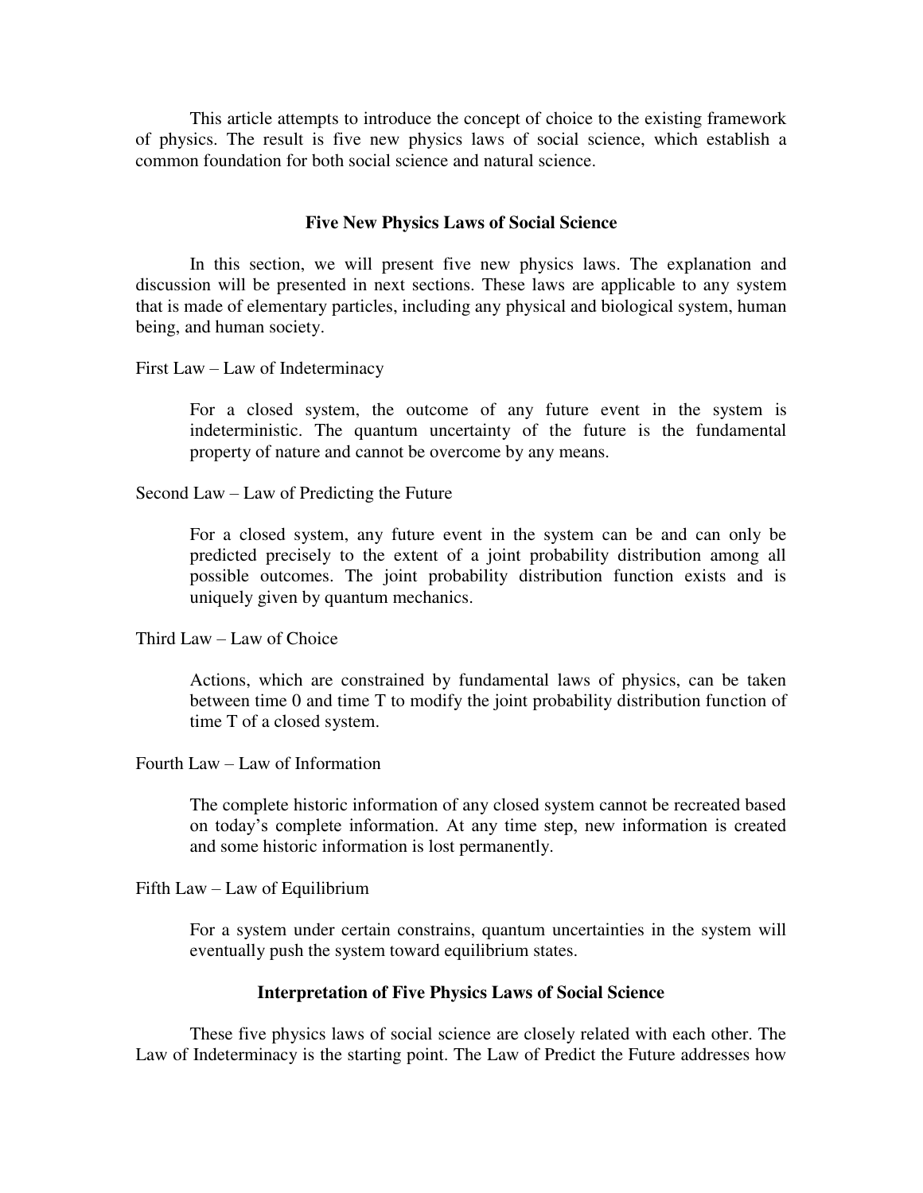This article attempts to introduce the concept of choice to the existing framework of physics. The result is five new physics laws of social science, which establish a common foundation for both social science and natural science.

## Five New Physics Laws of Social Science

In this section, we will present five new physics laws. The explanation and discussion will be presented in next sections. These laws are applicable to any system that is made of elementary particles, including any physical and biological system, human being, and human society.

First Law – Law of Indeterminacy

> For a closed system, the outcome of any future event in the system is indeterministic. The quantum uncertainty of the future is the fundamental property of nature and cannot be overcome by any means.

Second Law – Law of Predicting the Future

> For a closed system, any future event in the system can be and can only be predicted precisely to the extent of a joint probability distribution among all possible outcomes. The joint probability distribution function exists and is uniquely given by quantum mechanics.

Third Law – Law of Choice

> Actions, which are constrained by fundamental laws of physics, can be taken between time 0 and time T to modify the joint probability distribution function of time T of a closed system.

Fourth Law – Law of Information

> The complete historic information of any closed system cannot be recreated based on today's complete information. At any time step, new information is created and some historic information is lost permanently.

Fifth Law – Law of Equilibrium

> For a system under certain constrains, quantum uncertainties in the system will eventually push the system toward equilibrium states.

## Interpretation of Five Physics Laws of Social Science

These five physics laws of social science are closely related with each other. The Law of Indeterminacy is the starting point. The Law of Predict the Future addresses how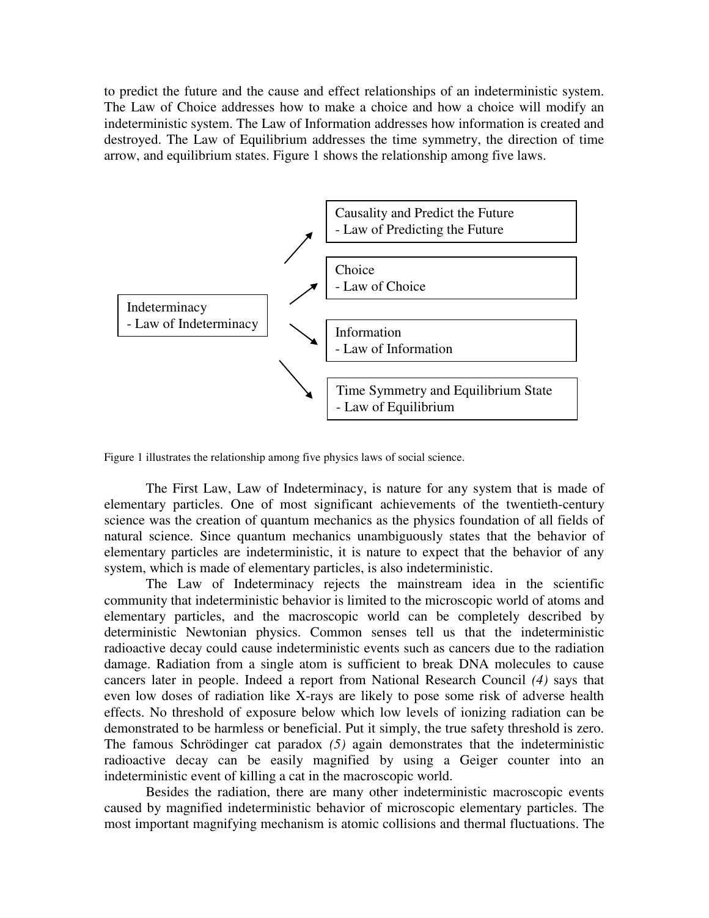to predict the future and the cause and effect relationships of an indeterministic system. The Law of Choice addresses how to make a choice and how a choice will modify an indeterministic system. The Law of Information addresses how information is created and destroyed. The Law of Equilibrium addresses the time symmetry, the direction of time arrow, and equilibrium states. Figure 1 shows the relationship among five laws.

Indeterminacy
- Law of Indeterminacy

Causality and Predict the Future
- Law of Predicting the Future

Choice
- Law of Choice

Information
- Law of Information

Time Symmetry and Equilibrium State
- Law of Equilibrium

Figure 1 illustrates the relationship among five physics laws of social science.

The First Law, Law of Indeterminacy, is nature for any system that is made of elementary particles. One of most significant achievements of the twentieth-century science was the creation of quantum mechanics as the physics foundation of all fields of natural science. Since quantum mechanics unambiguously states that the behavior of elementary particles are indeterministic, it is nature to expect that the behavior of any system, which is made of elementary particles, is also indeterministic.

The Law of Indeterminacy rejects the mainstream idea in the scientific community that indeterministic behavior is limited to the microscopic world of atoms and elementary particles, and the macroscopic world can be completely described by deterministic Newtonian physics. Common senses tell us that the indeterministic radioactive decay could cause indeterministic events such as cancers due to the radiation damage. Radiation from a single atom is sufficient to break DNA molecules to cause cancers later in people. Indeed a report from National Research Council *(4)* says that even low doses of radiation like X-rays are likely to pose some risk of adverse health effects. No threshold of exposure below which low levels of ionizing radiation can be demonstrated to be harmless or beneficial. Put it simply, the true safety threshold is zero. The famous Schrödinger cat paradox *(5)* again demonstrates that the indeterministic radioactive decay can be easily magnified by using a Geiger counter into an indeterministic event of killing a cat in the macroscopic world.

Besides the radiation, there are many other indeterministic macroscopic events caused by magnified indeterministic behavior of microscopic elementary particles. The most important magnifying mechanism is atomic collisions and thermal fluctuations. The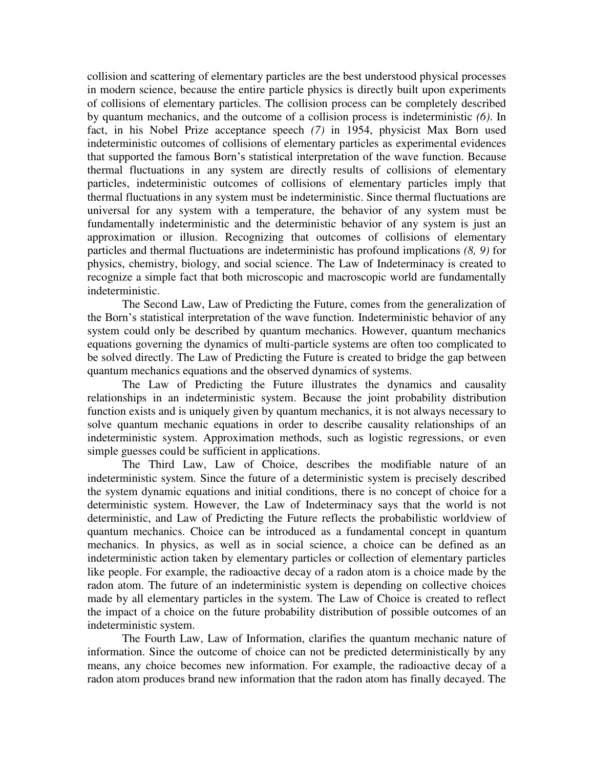collision and scattering of elementary particles are the best understood physical processes in modern science, because the entire particle physics is directly built upon experiments of collisions of elementary particles. The collision process can be completely described by quantum mechanics, and the outcome of a collision process is indeterministic *(6)*. In fact, in his Nobel Prize acceptance speech *(7)* in 1954, physicist Max Born used indeterministic outcomes of collisions of elementary particles as experimental evidences that supported the famous Born's statistical interpretation of the wave function. Because thermal fluctuations in any system are directly results of collisions of elementary particles, indeterministic outcomes of collisions of elementary particles imply that thermal fluctuations in any system must be indeterministic. Since thermal fluctuations are universal for any system with a temperature, the behavior of any system must be fundamentally indeterministic and the deterministic behavior of any system is just an approximation or illusion. Recognizing that outcomes of collisions of elementary particles and thermal fluctuations are indeterministic has profound implications *(8, 9)* for physics, chemistry, biology, and social science. The Law of Indeterminacy is created to recognize a simple fact that both microscopic and macroscopic world are fundamentally indeterministic.

The Second Law, Law of Predicting the Future, comes from the generalization of the Born's statistical interpretation of the wave function. Indeterministic behavior of any system could only be described by quantum mechanics. However, quantum mechanics equations governing the dynamics of multi-particle systems are often too complicated to be solved directly. The Law of Predicting the Future is created to bridge the gap between quantum mechanics equations and the observed dynamics of systems.

The Law of Predicting the Future illustrates the dynamics and causality relationships in an indeterministic system. Because the joint probability distribution function exists and is uniquely given by quantum mechanics, it is not always necessary to solve quantum mechanic equations in order to describe causality relationships of an indeterministic system. Approximation methods, such as logistic regressions, or even simple guesses could be sufficient in applications.

The Third Law, Law of Choice, describes the modifiable nature of an indeterministic system. Since the future of a deterministic system is precisely described the system dynamic equations and initial conditions, there is no concept of choice for a deterministic system. However, the Law of Indeterminacy says that the world is not deterministic, and Law of Predicting the Future reflects the probabilistic worldview of quantum mechanics. Choice can be introduced as a fundamental concept in quantum mechanics. In physics, as well as in social science, a choice can be defined as an indeterministic action taken by elementary particles or collection of elementary particles like people. For example, the radioactive decay of a radon atom is a choice made by the radon atom. The future of an indeterministic system is depending on collective choices made by all elementary particles in the system. The Law of Choice is created to reflect the impact of a choice on the future probability distribution of possible outcomes of an indeterministic system.

The Fourth Law, Law of Information, clarifies the quantum mechanic nature of information. Since the outcome of choice can not be predicted deterministically by any means, any choice becomes new information. For example, the radioactive decay of a radon atom produces brand new information that the radon atom has finally decayed. The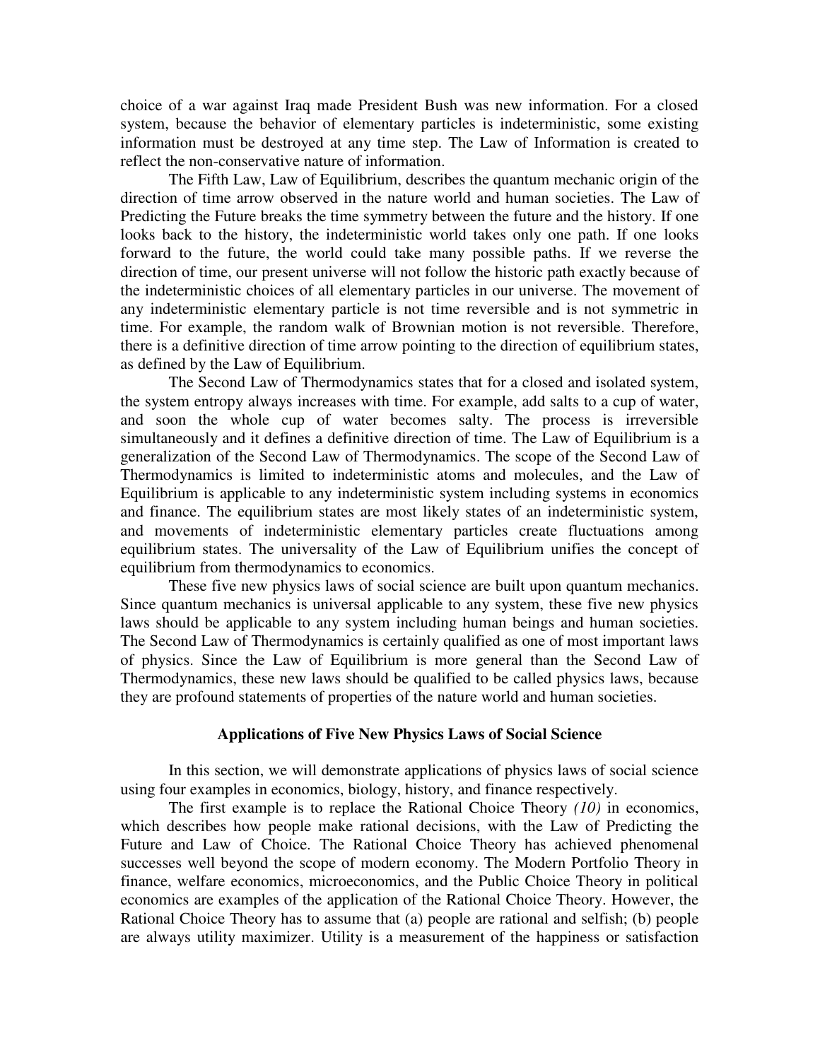choice of a war against Iraq made President Bush was new information. For a closed system, because the behavior of elementary particles is indeterministic, some existing information must be destroyed at any time step. The Law of Information is created to reflect the non-conservative nature of information.

The Fifth Law, Law of Equilibrium, describes the quantum mechanic origin of the direction of time arrow observed in the nature world and human societies. The Law of Predicting the Future breaks the time symmetry between the future and the history. If one looks back to the history, the indeterministic world takes only one path. If one looks forward to the future, the world could take many possible paths. If we reverse the direction of time, our present universe will not follow the historic path exactly because of the indeterministic choices of all elementary particles in our universe. The movement of any indeterministic elementary particle is not time reversible and is not symmetric in time. For example, the random walk of Brownian motion is not reversible. Therefore, there is a definitive direction of time arrow pointing to the direction of equilibrium states, as defined by the Law of Equilibrium.

The Second Law of Thermodynamics states that for a closed and isolated system, the system entropy always increases with time. For example, add salts to a cup of water, and soon the whole cup of water becomes salty. The process is irreversible simultaneously and it defines a definitive direction of time. The Law of Equilibrium is a generalization of the Second Law of Thermodynamics. The scope of the Second Law of Thermodynamics is limited to indeterministic atoms and molecules, and the Law of Equilibrium is applicable to any indeterministic system including systems in economics and finance. The equilibrium states are most likely states of an indeterministic system, and movements of indeterministic elementary particles create fluctuations among equilibrium states. The universality of the Law of Equilibrium unifies the concept of equilibrium from thermodynamics to economics.

These five new physics laws of social science are built upon quantum mechanics. Since quantum mechanics is universal applicable to any system, these five new physics laws should be applicable to any system including human beings and human societies. The Second Law of Thermodynamics is certainly qualified as one of most important laws of physics. Since the Law of Equilibrium is more general than the Second Law of Thermodynamics, these new laws should be qualified to be called physics laws, because they are profound statements of properties of the nature world and human societies.

## Applications of Five New Physics Laws of Social Science

In this section, we will demonstrate applications of physics laws of social science using four examples in economics, biology, history, and finance respectively.

The first example is to replace the Rational Choice Theory *(10)* in economics, which describes how people make rational decisions, with the Law of Predicting the Future and Law of Choice. The Rational Choice Theory has achieved phenomenal successes well beyond the scope of modern economy. The Modern Portfolio Theory in finance, welfare economics, microeconomics, and the Public Choice Theory in political economics are examples of the application of the Rational Choice Theory. However, the Rational Choice Theory has to assume that (a) people are rational and selfish; (b) people are always utility maximizer. Utility is a measurement of the happiness or satisfaction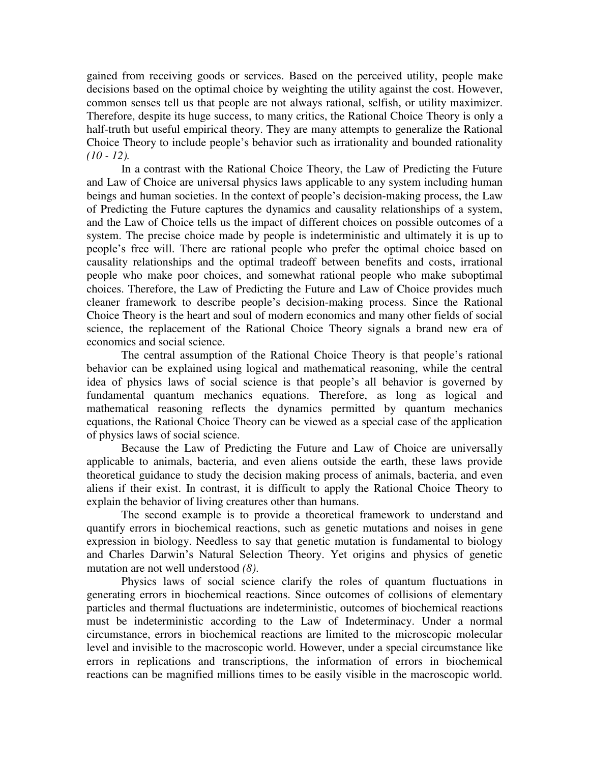gained from receiving goods or services. Based on the perceived utility, people make decisions based on the optimal choice by weighting the utility against the cost. However, common senses tell us that people are not always rational, selfish, or utility maximizer. Therefore, despite its huge success, to many critics, the Rational Choice Theory is only a half-truth but useful empirical theory. They are many attempts to generalize the Rational Choice Theory to include people's behavior such as irrationality and bounded rationality *(10 - 12).*

In a contrast with the Rational Choice Theory, the Law of Predicting the Future and Law of Choice are universal physics laws applicable to any system including human beings and human societies. In the context of people's decision-making process, the Law of Predicting the Future captures the dynamics and causality relationships of a system, and the Law of Choice tells us the impact of different choices on possible outcomes of a system. The precise choice made by people is indeterministic and ultimately it is up to people's free will. There are rational people who prefer the optimal choice based on causality relationships and the optimal tradeoff between benefits and costs, irrational people who make poor choices, and somewhat rational people who make suboptimal choices. Therefore, the Law of Predicting the Future and Law of Choice provides much cleaner framework to describe people's decision-making process. Since the Rational Choice Theory is the heart and soul of modern economics and many other fields of social science, the replacement of the Rational Choice Theory signals a brand new era of economics and social science.

The central assumption of the Rational Choice Theory is that people's rational behavior can be explained using logical and mathematical reasoning, while the central idea of physics laws of social science is that people's all behavior is governed by fundamental quantum mechanics equations. Therefore, as long as logical and mathematical reasoning reflects the dynamics permitted by quantum mechanics equations, the Rational Choice Theory can be viewed as a special case of the application of physics laws of social science.

Because the Law of Predicting the Future and Law of Choice are universally applicable to animals, bacteria, and even aliens outside the earth, these laws provide theoretical guidance to study the decision making process of animals, bacteria, and even aliens if their exist. In contrast, it is difficult to apply the Rational Choice Theory to explain the behavior of living creatures other than humans.

The second example is to provide a theoretical framework to understand and quantify errors in biochemical reactions, such as genetic mutations and noises in gene expression in biology. Needless to say that genetic mutation is fundamental to biology and Charles Darwin's Natural Selection Theory. Yet origins and physics of genetic mutation are not well understood *(8).*

Physics laws of social science clarify the roles of quantum fluctuations in generating errors in biochemical reactions. Since outcomes of collisions of elementary particles and thermal fluctuations are indeterministic, outcomes of biochemical reactions must be indeterministic according to the Law of Indeterminacy. Under a normal circumstance, errors in biochemical reactions are limited to the microscopic molecular level and invisible to the macroscopic world. However, under a special circumstance like errors in replications and transcriptions, the information of errors in biochemical reactions can be magnified millions times to be easily visible in the macroscopic world.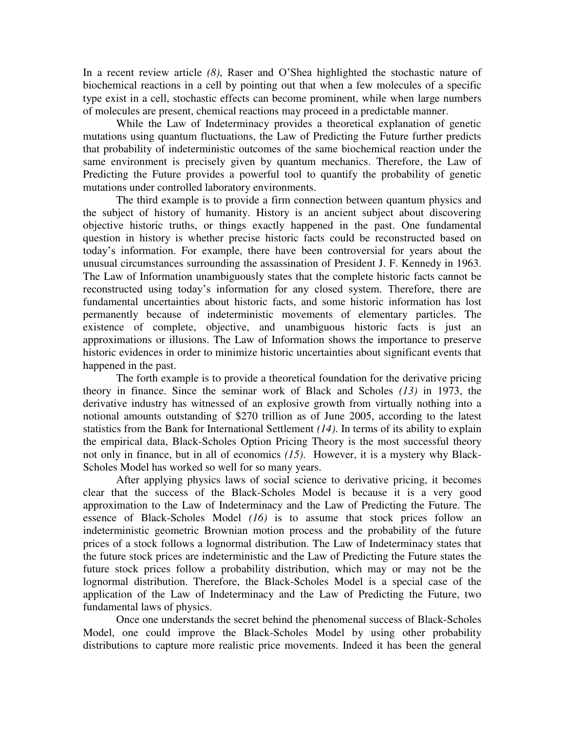In a recent review article *(8)*, Raser and O'Shea highlighted the stochastic nature of biochemical reactions in a cell by pointing out that when a few molecules of a specific type exist in a cell, stochastic effects can become prominent, while when large numbers of molecules are present, chemical reactions may proceed in a predictable manner.

While the Law of Indeterminacy provides a theoretical explanation of genetic mutations using quantum fluctuations, the Law of Predicting the Future further predicts that probability of indeterministic outcomes of the same biochemical reaction under the same environment is precisely given by quantum mechanics. Therefore, the Law of Predicting the Future provides a powerful tool to quantify the probability of genetic mutations under controlled laboratory environments.

The third example is to provide a firm connection between quantum physics and the subject of history of humanity. History is an ancient subject about discovering objective historic truths, or things exactly happened in the past. One fundamental question in history is whether precise historic facts could be reconstructed based on today's information. For example, there have been controversial for years about the unusual circumstances surrounding the assassination of President J. F. Kennedy in 1963. The Law of Information unambiguously states that the complete historic facts cannot be reconstructed using today's information for any closed system. Therefore, there are fundamental uncertainties about historic facts, and some historic information has lost permanently because of indeterministic movements of elementary particles. The existence of complete, objective, and unambiguous historic facts is just an approximations or illusions. The Law of Information shows the importance to preserve historic evidences in order to minimize historic uncertainties about significant events that happened in the past.

The forth example is to provide a theoretical foundation for the derivative pricing theory in finance. Since the seminar work of Black and Scholes *(13)* in 1973, the derivative industry has witnessed of an explosive growth from virtually nothing into a notional amounts outstanding of $270 trillion as of June 2005, according to the latest statistics from the Bank for International Settlement *(14)*. In terms of its ability to explain the empirical data, Black-Scholes Option Pricing Theory is the most successful theory not only in finance, but in all of economics *(15)*. However, it is a mystery why Black-Scholes Model has worked so well for so many years.

After applying physics laws of social science to derivative pricing, it becomes clear that the success of the Black-Scholes Model is because it is a very good approximation to the Law of Indeterminacy and the Law of Predicting the Future. The essence of Black-Scholes Model *(16)* is to assume that stock prices follow an indeterministic geometric Brownian motion process and the probability of the future prices of a stock follows a lognormal distribution. The Law of Indeterminacy states that the future stock prices are indeterministic and the Law of Predicting the Future states the future stock prices follow a probability distribution, which may or may not be the lognormal distribution. Therefore, the Black-Scholes Model is a special case of the application of the Law of Indeterminacy and the Law of Predicting the Future, two fundamental laws of physics.

Once one understands the secret behind the phenomenal success of Black-Scholes Model, one could improve the Black-Scholes Model by using other probability distributions to capture more realistic price movements. Indeed it has been the general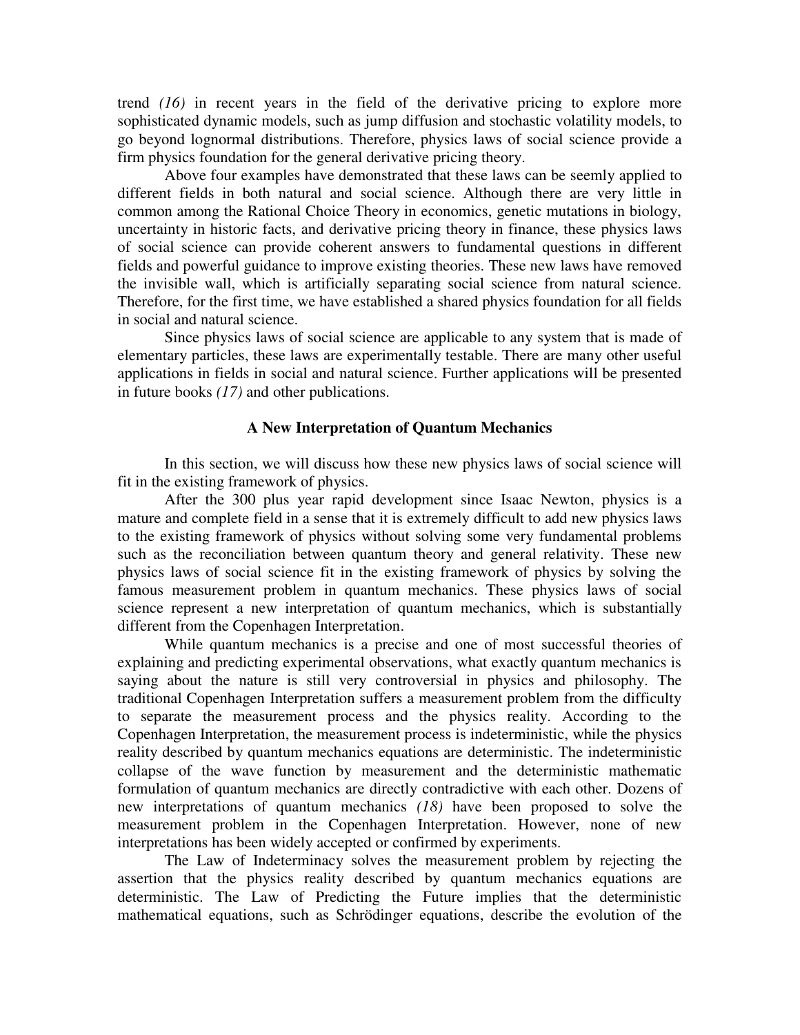trend *(16)* in recent years in the field of the derivative pricing to explore more sophisticated dynamic models, such as jump diffusion and stochastic volatility models, to go beyond lognormal distributions. Therefore, physics laws of social science provide a firm physics foundation for the general derivative pricing theory.

Above four examples have demonstrated that these laws can be seemly applied to different fields in both natural and social science. Although there are very little in common among the Rational Choice Theory in economics, genetic mutations in biology, uncertainty in historic facts, and derivative pricing theory in finance, these physics laws of social science can provide coherent answers to fundamental questions in different fields and powerful guidance to improve existing theories. These new laws have removed the invisible wall, which is artificially separating social science from natural science. Therefore, for the first time, we have established a shared physics foundation for all fields in social and natural science.

Since physics laws of social science are applicable to any system that is made of elementary particles, these laws are experimentally testable. There are many other useful applications in fields in social and natural science. Further applications will be presented in future books *(17)* and other publications.

## A New Interpretation of Quantum Mechanics

In this section, we will discuss how these new physics laws of social science will fit in the existing framework of physics.

After the 300 plus year rapid development since Isaac Newton, physics is a mature and complete field in a sense that it is extremely difficult to add new physics laws to the existing framework of physics without solving some very fundamental problems such as the reconciliation between quantum theory and general relativity. These new physics laws of social science fit in the existing framework of physics by solving the famous measurement problem in quantum mechanics. These physics laws of social science represent a new interpretation of quantum mechanics, which is substantially different from the Copenhagen Interpretation.

While quantum mechanics is a precise and one of most successful theories of explaining and predicting experimental observations, what exactly quantum mechanics is saying about the nature is still very controversial in physics and philosophy. The traditional Copenhagen Interpretation suffers a measurement problem from the difficulty to separate the measurement process and the physics reality. According to the Copenhagen Interpretation, the measurement process is indeterministic, while the physics reality described by quantum mechanics equations are deterministic. The indeterministic collapse of the wave function by measurement and the deterministic mathematic formulation of quantum mechanics are directly contradictive with each other. Dozens of new interpretations of quantum mechanics *(18)* have been proposed to solve the measurement problem in the Copenhagen Interpretation. However, none of new interpretations has been widely accepted or confirmed by experiments.

The Law of Indeterminacy solves the measurement problem by rejecting the assertion that the physics reality described by quantum mechanics equations are deterministic. The Law of Predicting the Future implies that the deterministic mathematical equations, such as Schrödinger equations, describe the evolution of the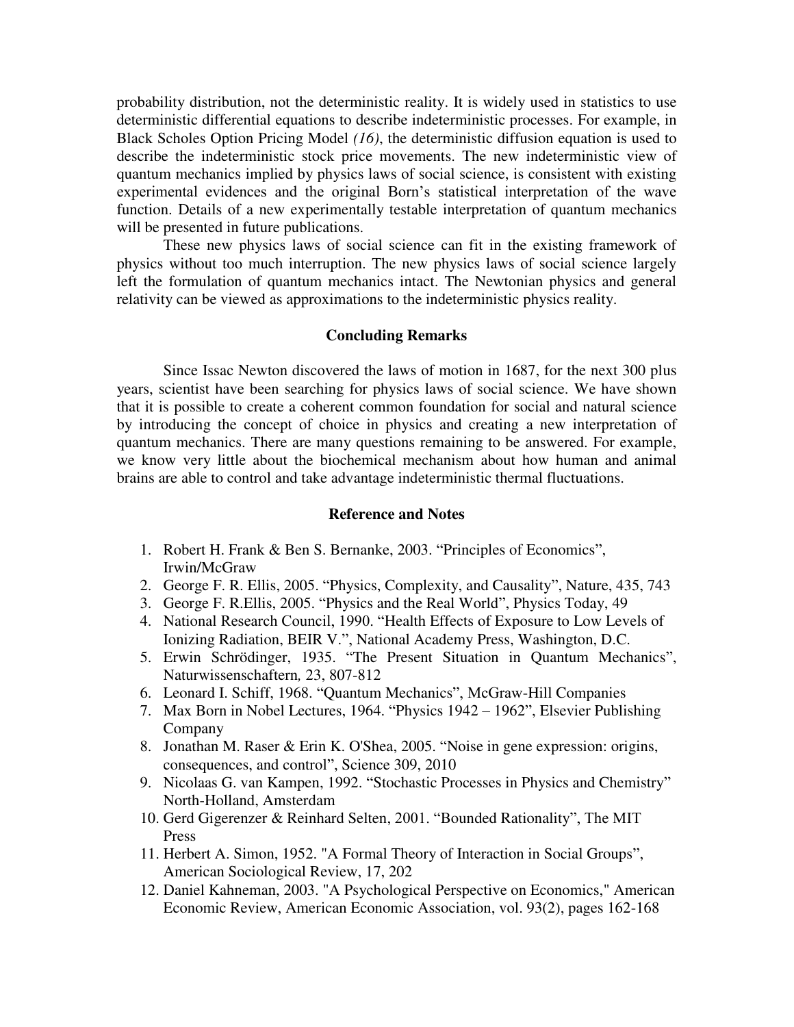probability distribution, not the deterministic reality. It is widely used in statistics to use deterministic differential equations to describe indeterministic processes. For example, in Black Scholes Option Pricing Model *(16)*, the deterministic diffusion equation is used to describe the indeterministic stock price movements. The new indeterministic view of quantum mechanics implied by physics laws of social science, is consistent with existing experimental evidences and the original Born's statistical interpretation of the wave function. Details of a new experimentally testable interpretation of quantum mechanics will be presented in future publications.

These new physics laws of social science can fit in the existing framework of physics without too much interruption. The new physics laws of social science largely left the formulation of quantum mechanics intact. The Newtonian physics and general relativity can be viewed as approximations to the indeterministic physics reality.

## Concluding Remarks

Since Issac Newton discovered the laws of motion in 1687, for the next 300 plus years, scientist have been searching for physics laws of social science. We have shown that it is possible to create a coherent common foundation for social and natural science by introducing the concept of choice in physics and creating a new interpretation of quantum mechanics. There are many questions remaining to be answered. For example, we know very little about the biochemical mechanism about how human and animal brains are able to control and take advantage indeterministic thermal fluctuations.

## Reference and Notes

1. Robert H. Frank & Ben S. Bernanke, 2003. "Principles of Economics", Irwin/McGraw
2. George F. R. Ellis, 2005. "Physics, Complexity, and Causality", Nature, 435, 743
3. George F. R.Ellis, 2005. "Physics and the Real World", Physics Today, 49
4. National Research Council, 1990. "Health Effects of Exposure to Low Levels of Ionizing Radiation, BEIR V.", National Academy Press, Washington, D.C.
5. Erwin Schrödinger, 1935. "The Present Situation in Quantum Mechanics", Naturwissenschaftern*,* 23, 807-812
6. Leonard I. Schiff, 1968. "Quantum Mechanics", McGraw-Hill Companies
7. Max Born in Nobel Lectures, 1964. "Physics 1942 – 1962", Elsevier Publishing Company
8. Jonathan M. Raser & Erin K. O'Shea, 2005. "Noise in gene expression: origins, consequences, and control", Science 309, 2010
9. Nicolaas G. van Kampen, 1992. "Stochastic Processes in Physics and Chemistry" North-Holland, Amsterdam
10. Gerd Gigerenzer & Reinhard Selten, 2001. "Bounded Rationality", The MIT Press
11. Herbert A. Simon, 1952. "A Formal Theory of Interaction in Social Groups", American Sociological Review, 17, 202
12. Daniel Kahneman, 2003. "A Psychological Perspective on Economics," American Economic Review, American Economic Association, vol. 93(2), pages 162-168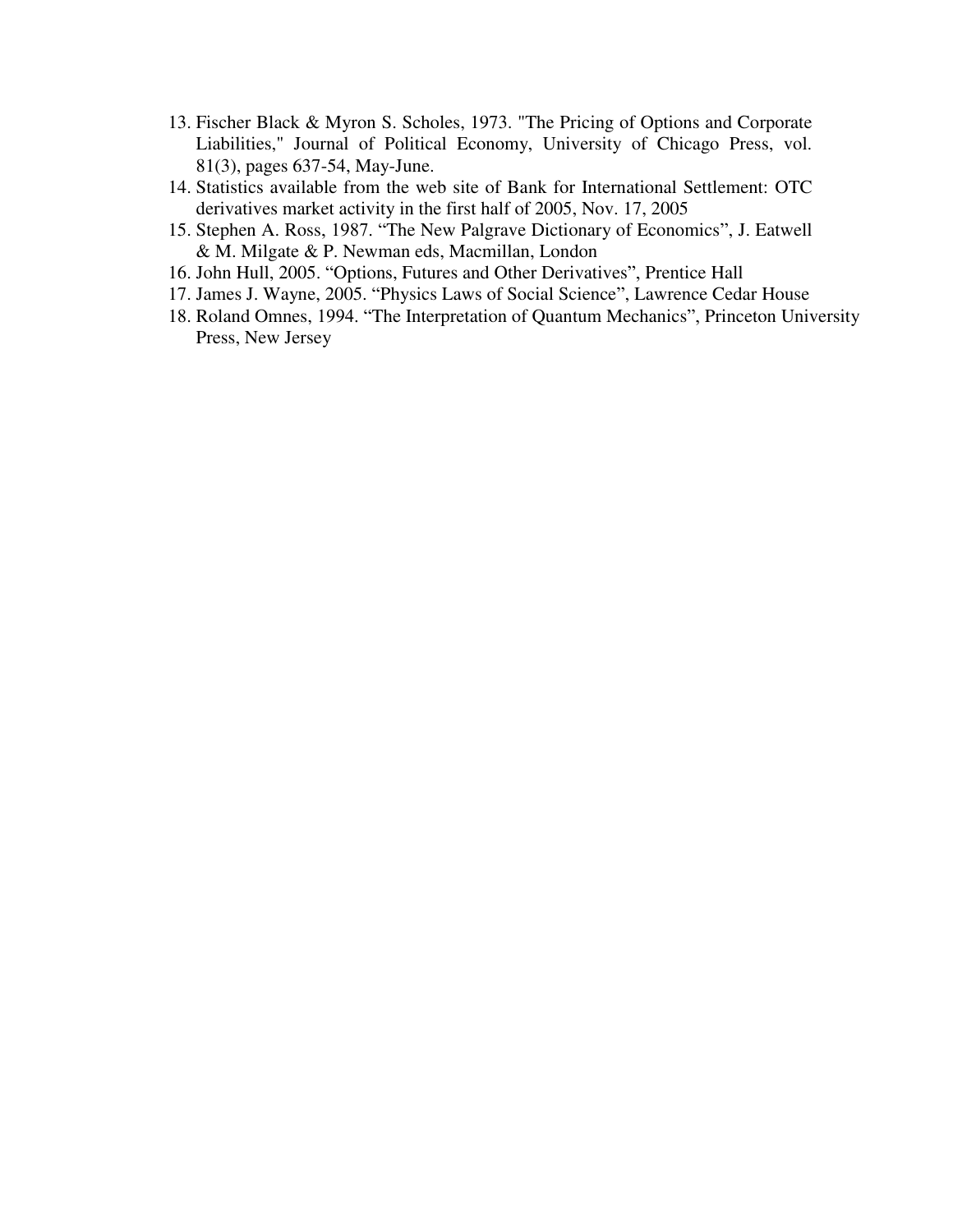13. Fischer Black & Myron S. Scholes, 1973. "The Pricing of Options and Corporate Liabilities," Journal of Political Economy, University of Chicago Press, vol. 81(3), pages 637-54, May-June.
14. Statistics available from the web site of Bank for International Settlement: OTC derivatives market activity in the first half of 2005, Nov. 17, 2005
15. Stephen A. Ross, 1987. "The New Palgrave Dictionary of Economics", J. Eatwell & M. Milgate & P. Newman eds, Macmillan, London
16. John Hull, 2005. "Options, Futures and Other Derivatives", Prentice Hall
17. James J. Wayne, 2005. "Physics Laws of Social Science", Lawrence Cedar House
18. Roland Omnes, 1994. "The Interpretation of Quantum Mechanics", Princeton University Press, New Jersey